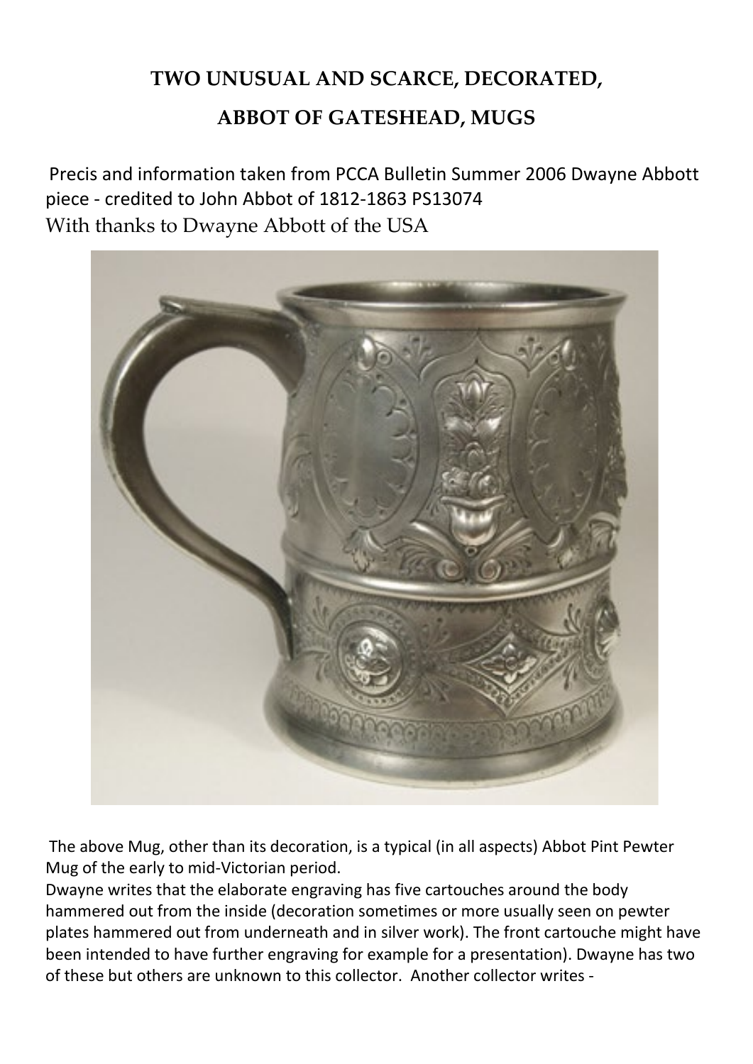## TWO UNUSUAL AND SCARCE, DECORATED,

## ABBOT OF GATESHEAD, MUGS

Precis and information taken from PCCA Bulletin Summer 2006 Dwayne Abbott piece - credited to John Abbot of 1812-1863 PS13074
With thanks to Dwayne Abbott of the USA

The above Mug, other than its decoration, is a typical (in all aspects) Abbot Pint Pewter Mug of the early to mid-Victorian period.
Dwayne writes that the elaborate engraving has five cartouches around the body hammered out from the inside (decoration sometimes or more usually seen on pewter plates hammered out from underneath and in silver work). The front cartouche might have been intended to have further engraving for example for a presentation). Dwayne has two of these but others are unknown to this collector. Another collector writes -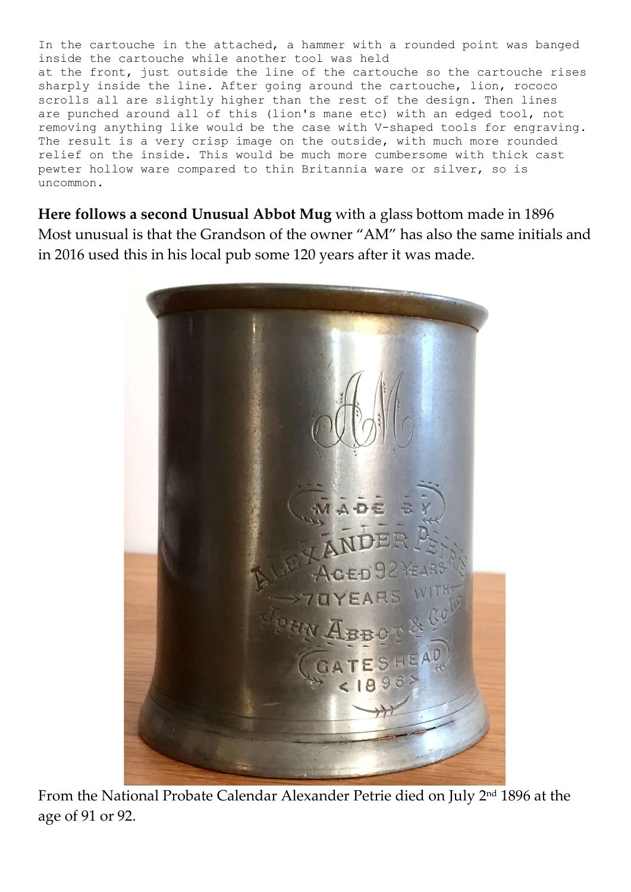```
In the cartouche in the attached, a hammer with a rounded point was banged
inside the cartouche while another tool was held
at the front, just outside the line of the cartouche so the cartouche rises
sharply inside the line. After going around the cartouche, lion, rococo
scrolls all are slightly higher than the rest of the design. Then lines
are punched around all of this (lion's mane etc) with an edged tool, not
removing anything like would be the case with V-shaped tools for engraving.
The result is a very crisp image on the outside, with much more rounded
relief on the inside. This would be much more cumbersome with thick cast
pewter hollow ware compared to thin Britannia ware or silver, so is
uncommon.
```

**Here follows a second Unusual Abbot Mug** with a glass bottom made in 1896 Most unusual is that the Grandson of the owner "AM" has also the same initials and in 2016 used this in his local pub some 120 years after it was made.

From the National Probate Calendar Alexander Petrie died on July 2nd 1896 at the age of 91 or 92.